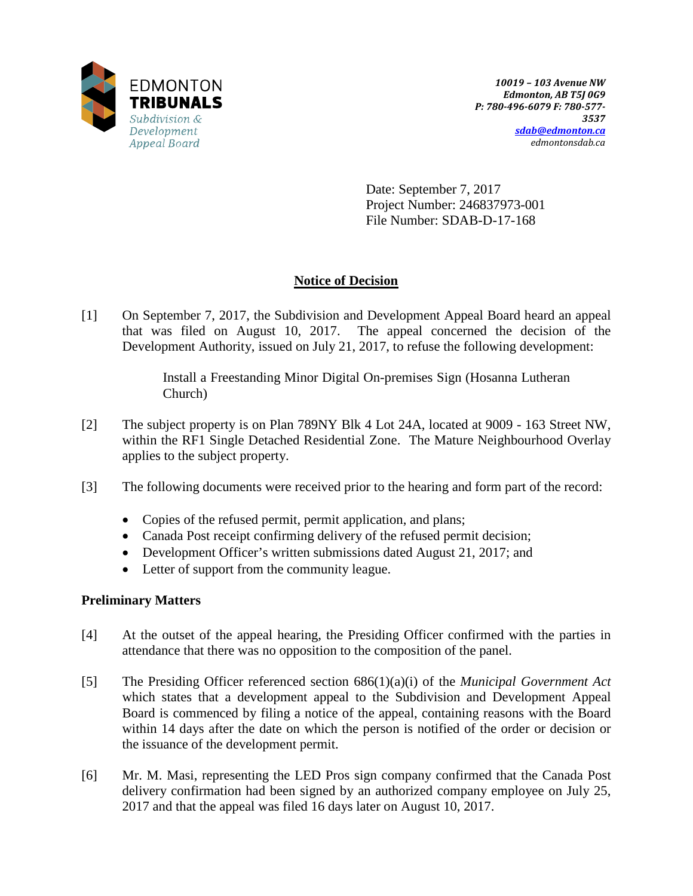EDMONTON
**TRIBUNALS**
*Subdivision & Development Appeal Board*

*10019 – 103 Avenue NW*
*Edmonton, AB T5J 0G9*
*P: 780-496-6079 F: 780-577-3537*
*sdab@edmonton.ca*
*edmontonsdab.ca*

Date: September 7, 2017
Project Number: 246837973-001
File Number: SDAB-D-17-168

## Notice of Decision

[1] On September 7, 2017, the Subdivision and Development Appeal Board heard an appeal that was filed on August 10, 2017. The appeal concerned the decision of the Development Authority, issued on July 21, 2017, to refuse the following development:

> Install a Freestanding Minor Digital On-premises Sign (Hosanna Lutheran Church)

[2] The subject property is on Plan 789NY Blk 4 Lot 24A, located at 9009 - 163 Street NW, within the RF1 Single Detached Residential Zone. The Mature Neighbourhood Overlay applies to the subject property.

[3] The following documents were received prior to the hearing and form part of the record:

- Copies of the refused permit, permit application, and plans;
- Canada Post receipt confirming delivery of the refused permit decision;
- Development Officer's written submissions dated August 21, 2017; and
- Letter of support from the community league.

### Preliminary Matters

[4] At the outset of the appeal hearing, the Presiding Officer confirmed with the parties in attendance that there was no opposition to the composition of the panel.

[5] The Presiding Officer referenced section 686(1)(a)(i) of the *Municipal Government Act* which states that a development appeal to the Subdivision and Development Appeal Board is commenced by filing a notice of the appeal, containing reasons with the Board within 14 days after the date on which the person is notified of the order or decision or the issuance of the development permit.

[6] Mr. M. Masi, representing the LED Pros sign company confirmed that the Canada Post delivery confirmation had been signed by an authorized company employee on July 25, 2017 and that the appeal was filed 16 days later on August 10, 2017.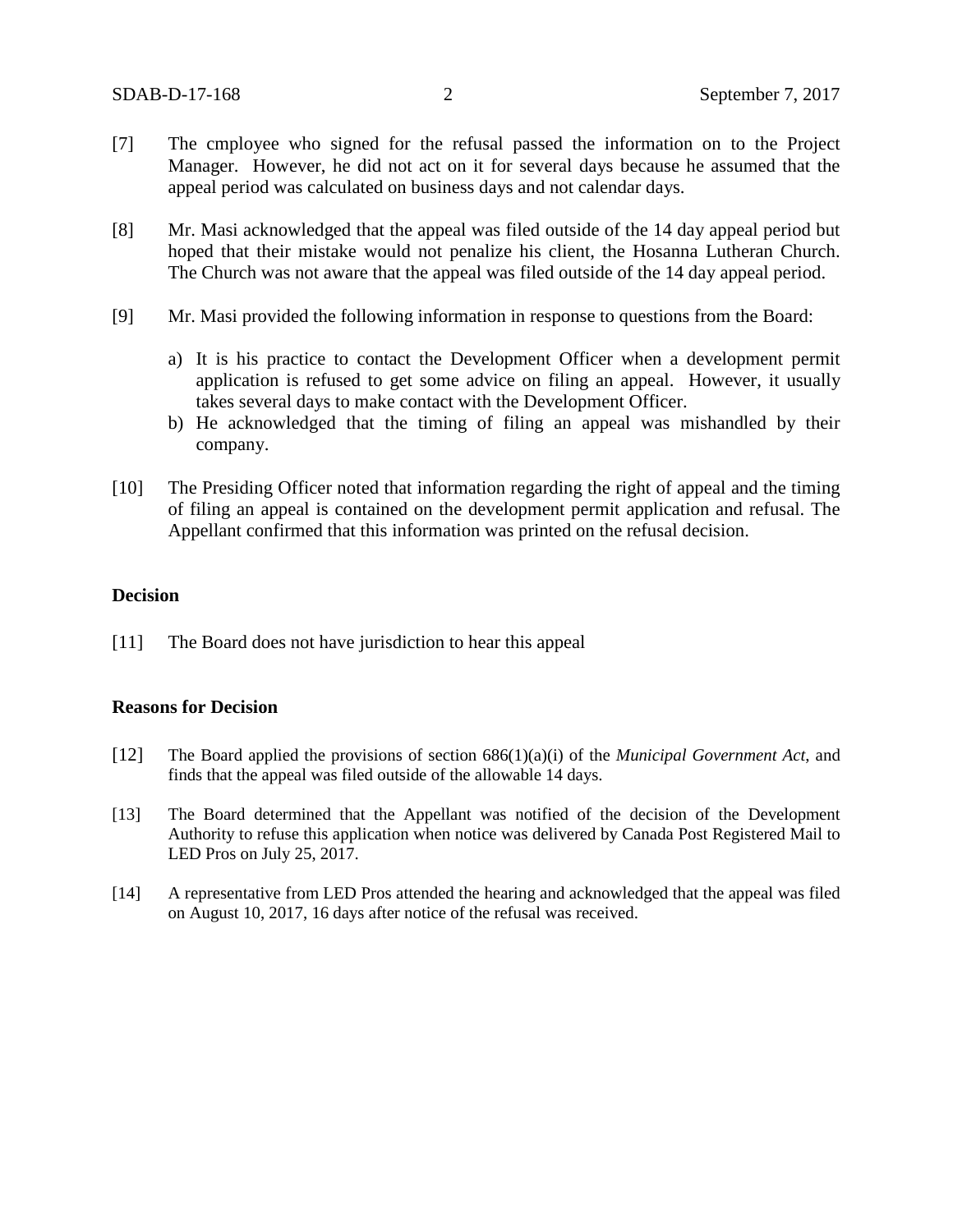[7] The cmployee who signed for the refusal passed the information on to the Project Manager. However, he did not act on it for several days because he assumed that the appeal period was calculated on business days and not calendar days.

[8] Mr. Masi acknowledged that the appeal was filed outside of the 14 day appeal period but hoped that their mistake would not penalize his client, the Hosanna Lutheran Church. The Church was not aware that the appeal was filed outside of the 14 day appeal period.

[9] Mr. Masi provided the following information in response to questions from the Board:

a) It is his practice to contact the Development Officer when a development permit application is refused to get some advice on filing an appeal. However, it usually takes several days to make contact with the Development Officer.
b) He acknowledged that the timing of filing an appeal was mishandled by their company.

[10] The Presiding Officer noted that information regarding the right of appeal and the timing of filing an appeal is contained on the development permit application and refusal. The Appellant confirmed that this information was printed on the refusal decision.

**Decision**

[11] The Board does not have jurisdiction to hear this appeal

**Reasons for Decision**

[12] The Board applied the provisions of section 686(1)(a)(i) of the *Municipal Government Act*, and finds that the appeal was filed outside of the allowable 14 days.

[13] The Board determined that the Appellant was notified of the decision of the Development Authority to refuse this application when notice was delivered by Canada Post Registered Mail to LED Pros on July 25, 2017.

[14] A representative from LED Pros attended the hearing and acknowledged that the appeal was filed on August 10, 2017, 16 days after notice of the refusal was received.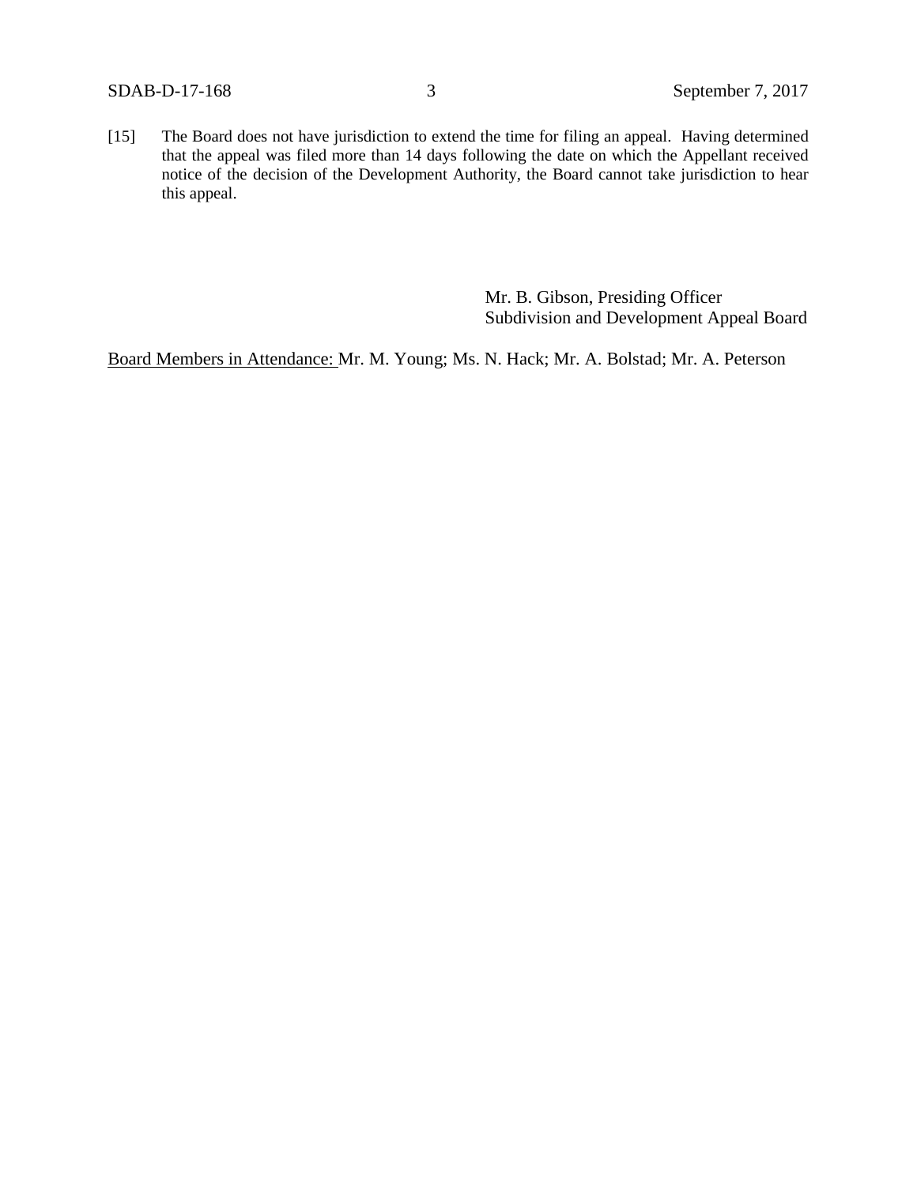[15] The Board does not have jurisdiction to extend the time for filing an appeal. Having determined that the appeal was filed more than 14 days following the date on which the Appellant received notice of the decision of the Development Authority, the Board cannot take jurisdiction to hear this appeal.

Mr. B. Gibson, Presiding Officer
Subdivision and Development Appeal Board

Board Members in Attendance: Mr. M. Young; Ms. N. Hack; Mr. A. Bolstad; Mr. A. Peterson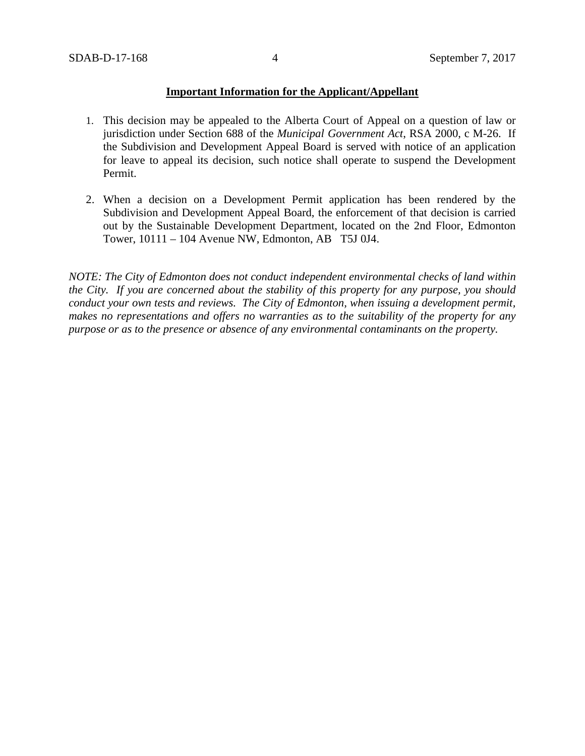**Important Information for the Applicant/Appellant**

1. This decision may be appealed to the Alberta Court of Appeal on a question of law or jurisdiction under Section 688 of the *Municipal Government Act*, RSA 2000, c M-26. If the Subdivision and Development Appeal Board is served with notice of an application for leave to appeal its decision, such notice shall operate to suspend the Development Permit.

2. When a decision on a Development Permit application has been rendered by the Subdivision and Development Appeal Board, the enforcement of that decision is carried out by the Sustainable Development Department, located on the 2nd Floor, Edmonton Tower, 10111 – 104 Avenue NW, Edmonton, AB T5J 0J4.

*NOTE: The City of Edmonton does not conduct independent environmental checks of land within the City. If you are concerned about the stability of this property for any purpose, you should conduct your own tests and reviews. The City of Edmonton, when issuing a development permit, makes no representations and offers no warranties as to the suitability of the property for any purpose or as to the presence or absence of any environmental contaminants on the property.*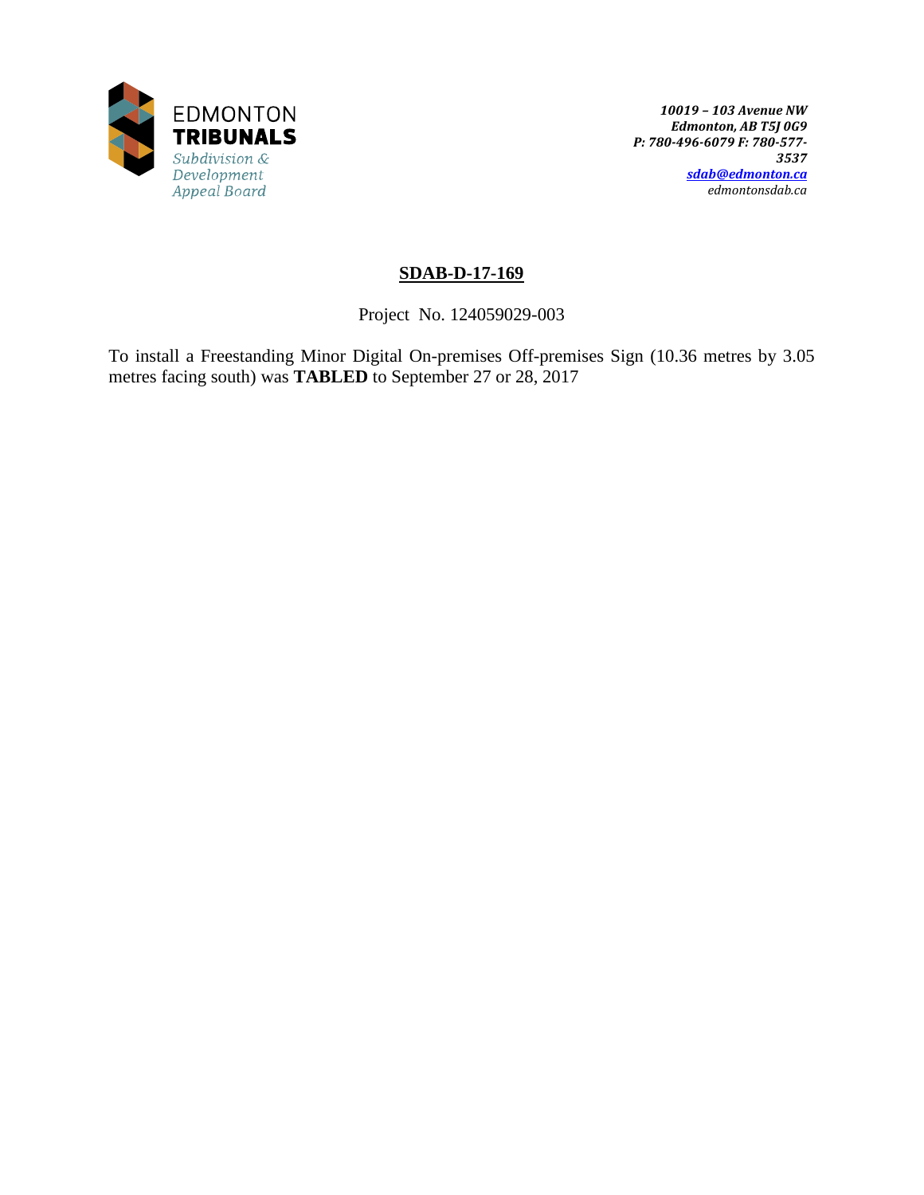EDMONTON
**TRIBUNALS**
*Subdivision & Development Appeal Board*

***10019 – 103 Avenue NW***
***Edmonton, AB T5J 0G9***
***P: 780-496-6079 F: 780-577-3537***
***sdab@edmonton.ca***
*edmontonsdab.ca*

**SDAB-D-17-169**

Project No. 124059029-003

To install a Freestanding Minor Digital On-premises Off-premises Sign (10.36 metres by 3.05 metres facing south) was **TABLED** to September 27 or 28, 2017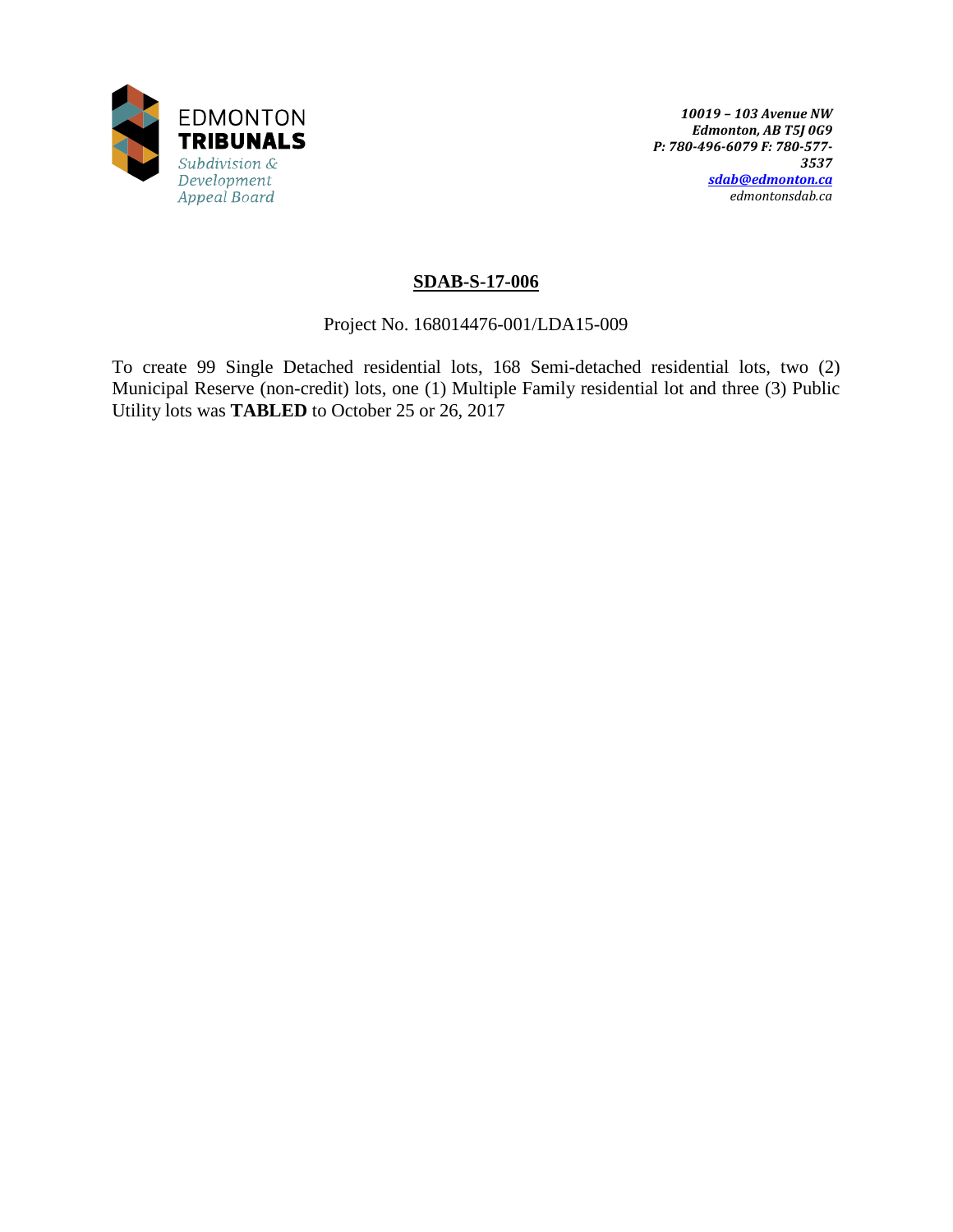EDMONTON
**TRIBUNALS**
*Subdivision & Development Appeal Board*

***10019 – 103 Avenue NW***
***Edmonton, AB T5J 0G9***
***P: 780-496-6079 F: 780-577-3537***
***sdab@edmonton.ca***
*edmontonsdab.ca*

**SDAB-S-17-006**

Project No. 168014476-001/LDA15-009

To create 99 Single Detached residential lots, 168 Semi-detached residential lots, two (2) Municipal Reserve (non-credit) lots, one (1) Multiple Family residential lot and three (3) Public Utility lots was **TABLED** to October 25 or 26, 2017